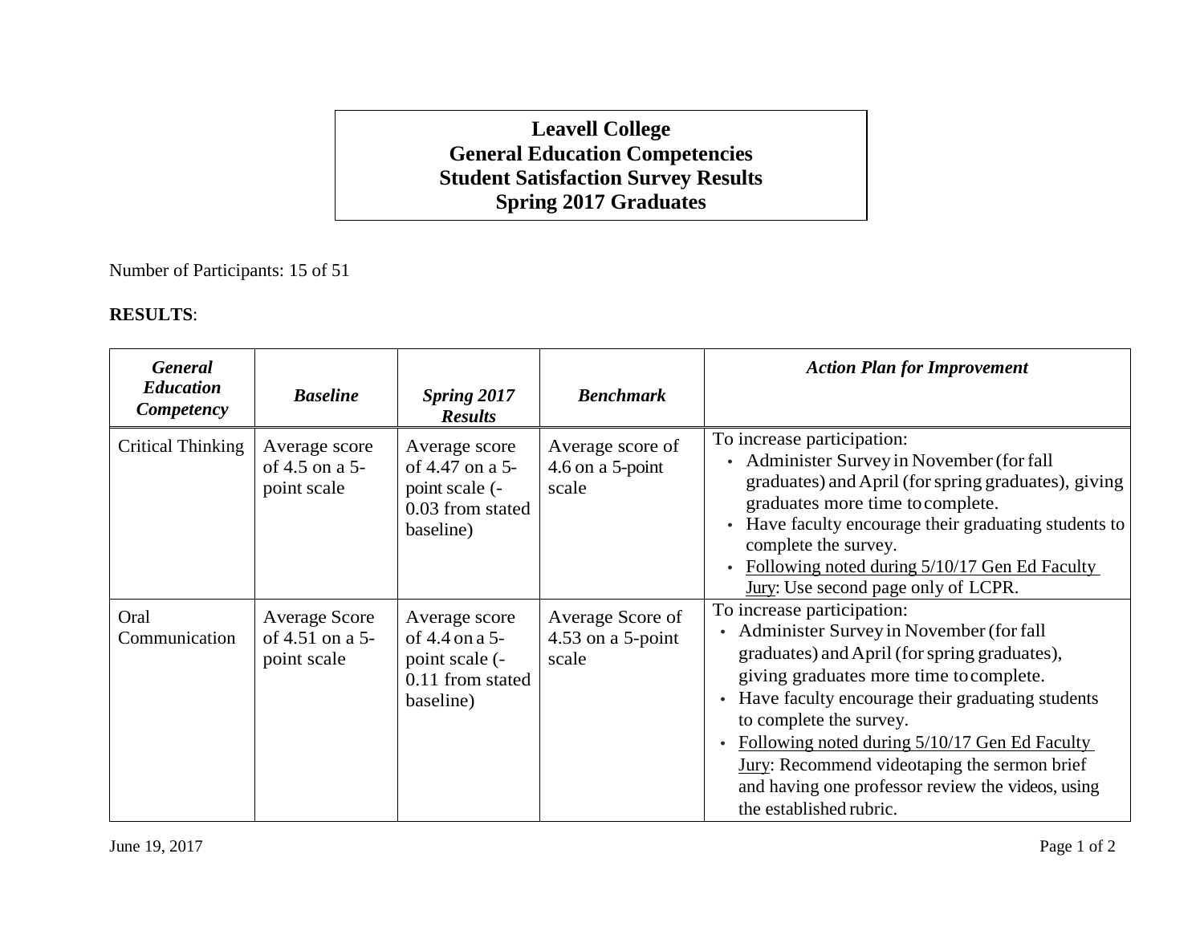# Leavell College
# General Education Competencies
# Student Satisfaction Survey Results
# Spring 2017 Graduates

Number of Participants: 15 of 51

**RESULTS**:

| ***General Education Competency*** | ***Baseline*** | ***Spring 2017 Results*** | ***Benchmark*** | ***Action Plan for Improvement*** |
|---|---|---|---|---|
| Critical Thinking | Average score of 4.5 on a 5-point scale | Average score of 4.47 on a 5-point scale (-0.03 from stated baseline) | Average score of 4.6 on a 5-point scale | To increase participation:<br>• Administer Survey in November (for fall graduates) and April (for spring graduates), giving graduates more time to complete.<br>• Have faculty encourage their graduating students to complete the survey.<br>• Following noted during 5/10/17 Gen Ed Faculty Jury: Use second page only of LCPR. |
| Oral Communication | Average Score of 4.51 on a 5-point scale | Average score of 4.4 on a 5-point scale (-0.11 from stated baseline) | Average Score of 4.53 on a 5-point scale | To increase participation:<br>• Administer Survey in November (for fall graduates) and April (for spring graduates), giving graduates more time to complete.<br>• Have faculty encourage their graduating students to complete the survey.<br>• Following noted during 5/10/17 Gen Ed Faculty Jury: Recommend videotaping the sermon brief and having one professor review the videos, using the established rubric. |

June 19, 2017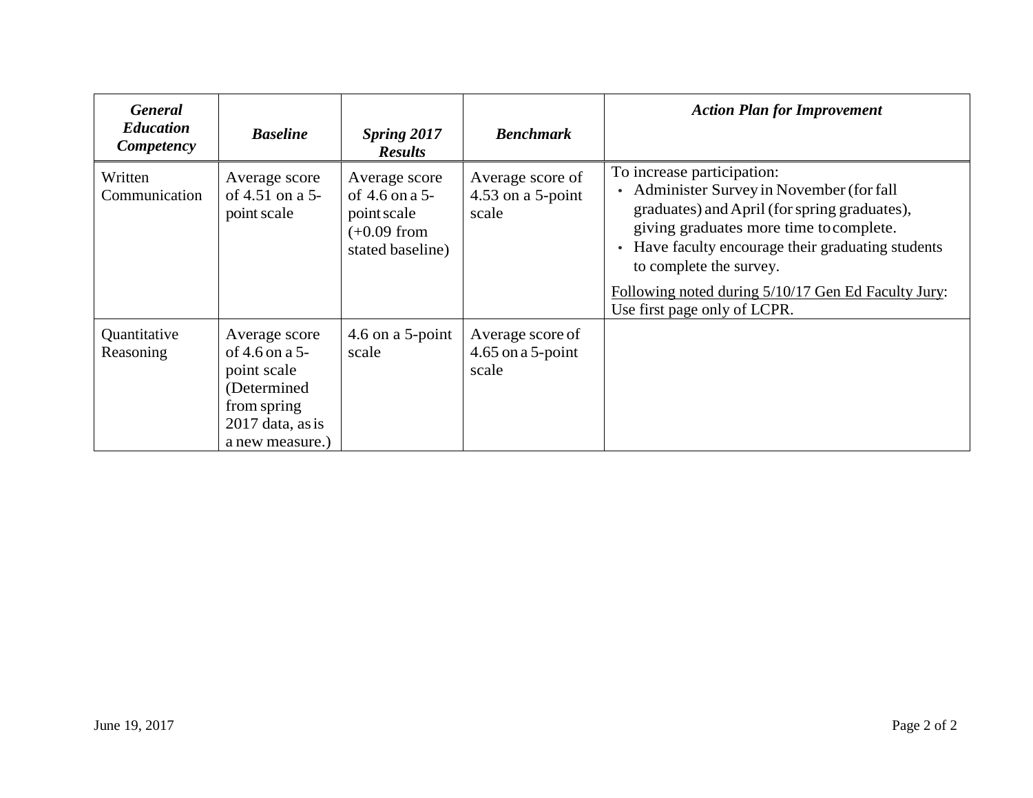| ***General Education Competency*** | ***Baseline*** | ***Spring 2017 Results*** | ***Benchmark*** | ***Action Plan for Improvement*** |
|---|---|---|---|---|
| Written Communication | Average score of 4.51 on a 5-point scale | Average score of 4.6 on a 5-point scale (+0.09 from stated baseline) | Average score of 4.53 on a 5-point scale | To increase participation:<br>• Administer Survey in November (for fall graduates) and April (for spring graduates), giving graduates more time to complete.<br>• Have faculty encourage their graduating students to complete the survey.<br><br><u>Following noted during 5/10/17 Gen Ed Faculty Jury</u>: Use first page only of LCPR. |
| Quantitative Reasoning | Average score of 4.6 on a 5-point scale (Determined from spring 2017 data, as is a new measure.) | 4.6 on a 5-point scale | Average score of 4.65 on a 5-point scale | |

June 19, 2017